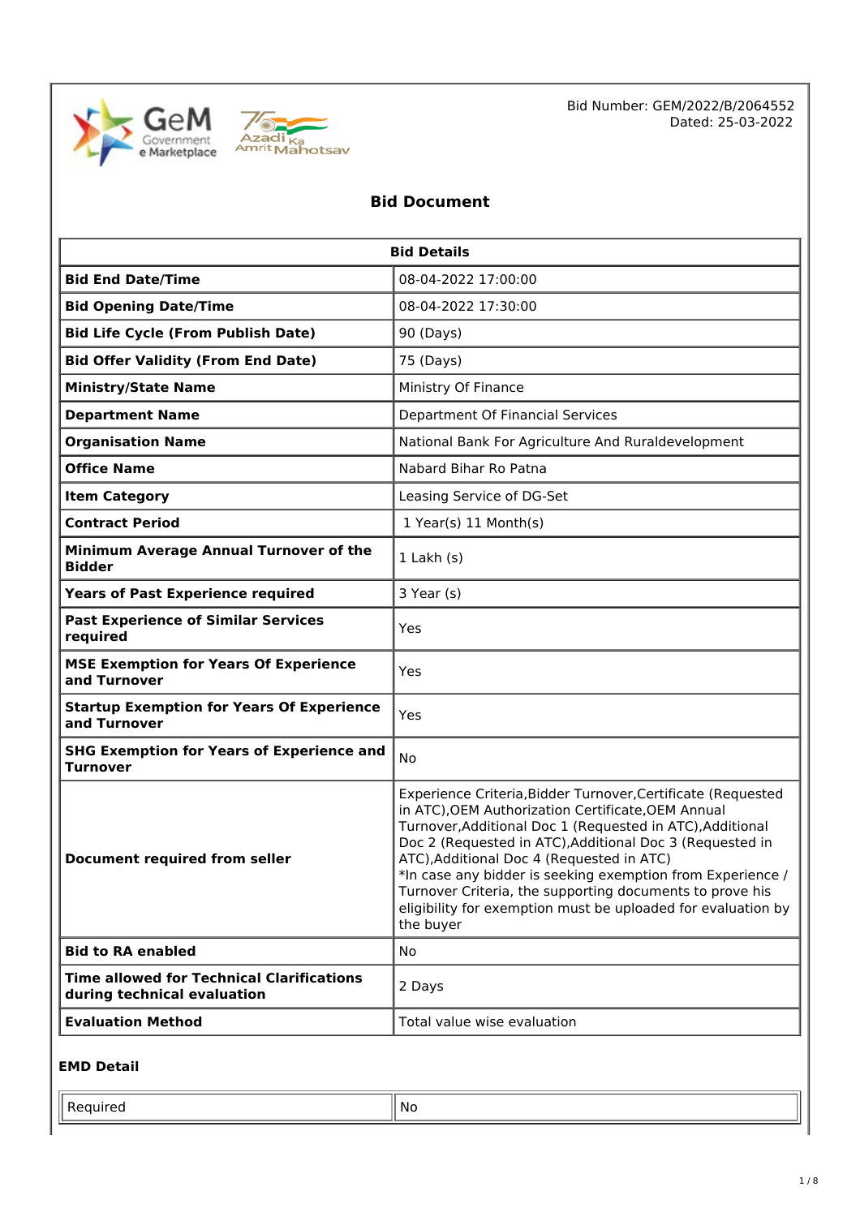Bid Number: GEM/2022/B/2064552
Dated: 25-03-2022

# Bid Document

| Bid Details | |
|---|---|
| **Bid End Date/Time** | 08-04-2022 17:00:00 |
| **Bid Opening Date/Time** | 08-04-2022 17:30:00 |
| **Bid Life Cycle (From Publish Date)** | 90 (Days) |
| **Bid Offer Validity (From End Date)** | 75 (Days) |
| **Ministry/State Name** | Ministry Of Finance |
| **Department Name** | Department Of Financial Services |
| **Organisation Name** | National Bank For Agriculture And Ruraldevelopment |
| **Office Name** | Nabard Bihar Ro Patna |
| **Item Category** | Leasing Service of DG-Set |
| **Contract Period** | 1 Year(s) 11 Month(s) |
| **Minimum Average Annual Turnover of the Bidder** | 1 Lakh (s) |
| **Years of Past Experience required** | 3 Year (s) |
| **Past Experience of Similar Services required** | Yes |
| **MSE Exemption for Years Of Experience and Turnover** | Yes |
| **Startup Exemption for Years Of Experience and Turnover** | Yes |
| **SHG Exemption for Years of Experience and Turnover** | No |
| **Document required from seller** | Experience Criteria,Bidder Turnover,Certificate (Requested in ATC),OEM Authorization Certificate,OEM Annual Turnover,Additional Doc 1 (Requested in ATC),Additional Doc 2 (Requested in ATC),Additional Doc 3 (Requested in ATC),Additional Doc 4 (Requested in ATC)<br>*In case any bidder is seeking exemption from Experience / Turnover Criteria, the supporting documents to prove his eligibility for exemption must be uploaded for evaluation by the buyer |
| **Bid to RA enabled** | No |
| **Time allowed for Technical Clarifications during technical evaluation** | 2 Days |
| **Evaluation Method** | Total value wise evaluation |

### EMD Detail

| Required | No |
|---|---|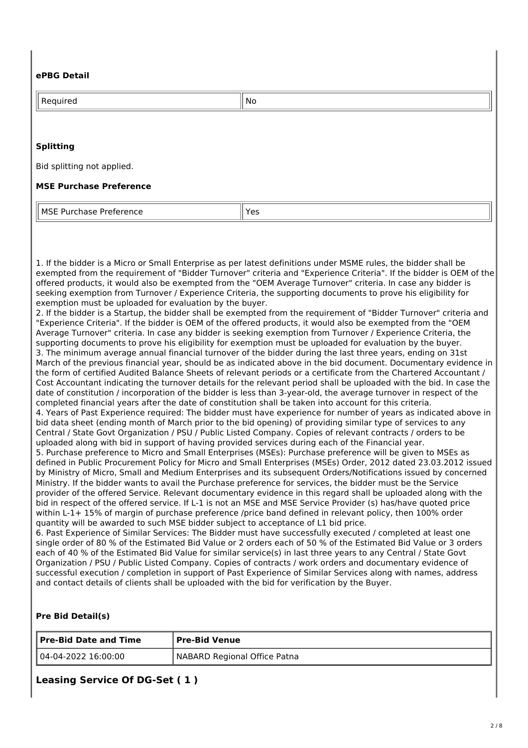**ePBG Detail**

| Required | No |
|---|---|

**Splitting**

Bid splitting not applied.

**MSE Purchase Preference**

| MSE Purchase Preference | Yes |
|---|---|

1. If the bidder is a Micro or Small Enterprise as per latest definitions under MSME rules, the bidder shall be exempted from the requirement of "Bidder Turnover" criteria and "Experience Criteria". If the bidder is OEM of the offered products, it would also be exempted from the "OEM Average Turnover" criteria. In case any bidder is seeking exemption from Turnover / Experience Criteria, the supporting documents to prove his eligibility for exemption must be uploaded for evaluation by the buyer.
2. If the bidder is a Startup, the bidder shall be exempted from the requirement of "Bidder Turnover" criteria and "Experience Criteria". If the bidder is OEM of the offered products, it would also be exempted from the "OEM Average Turnover" criteria. In case any bidder is seeking exemption from Turnover / Experience Criteria, the supporting documents to prove his eligibility for exemption must be uploaded for evaluation by the buyer.
3. The minimum average annual financial turnover of the bidder during the last three years, ending on 31st March of the previous financial year, should be as indicated above in the bid document. Documentary evidence in the form of certified Audited Balance Sheets of relevant periods or a certificate from the Chartered Accountant / Cost Accountant indicating the turnover details for the relevant period shall be uploaded with the bid. In case the date of constitution / incorporation of the bidder is less than 3-year-old, the average turnover in respect of the completed financial years after the date of constitution shall be taken into account for this criteria.
4. Years of Past Experience required: The bidder must have experience for number of years as indicated above in bid data sheet (ending month of March prior to the bid opening) of providing similar type of services to any Central / State Govt Organization / PSU / Public Listed Company. Copies of relevant contracts / orders to be uploaded along with bid in support of having provided services during each of the Financial year.
5. Purchase preference to Micro and Small Enterprises (MSEs): Purchase preference will be given to MSEs as defined in Public Procurement Policy for Micro and Small Enterprises (MSEs) Order, 2012 dated 23.03.2012 issued by Ministry of Micro, Small and Medium Enterprises and its subsequent Orders/Notifications issued by concerned Ministry. If the bidder wants to avail the Purchase preference for services, the bidder must be the Service provider of the offered Service. Relevant documentary evidence in this regard shall be uploaded along with the bid in respect of the offered service. If L-1 is not an MSE and MSE Service Provider (s) has/have quoted price within L-1+ 15% of margin of purchase preference /price band defined in relevant policy, then 100% order quantity will be awarded to such MSE bidder subject to acceptance of L1 bid price.
6. Past Experience of Similar Services: The Bidder must have successfully executed / completed at least one single order of 80 % of the Estimated Bid Value or 2 orders each of 50 % of the Estimated Bid Value or 3 orders each of 40 % of the Estimated Bid Value for similar service(s) in last three years to any Central / State Govt Organization / PSU / Public Listed Company. Copies of contracts / work orders and documentary evidence of successful execution / completion in support of Past Experience of Similar Services along with names, address and contact details of clients shall be uploaded with the bid for verification by the Buyer.

**Pre Bid Detail(s)**

| Pre-Bid Date and Time | Pre-Bid Venue |
|---|---|
| 04-04-2022 16:00:00 | NABARD Regional Office Patna |

## Leasing Service Of DG-Set ( 1 )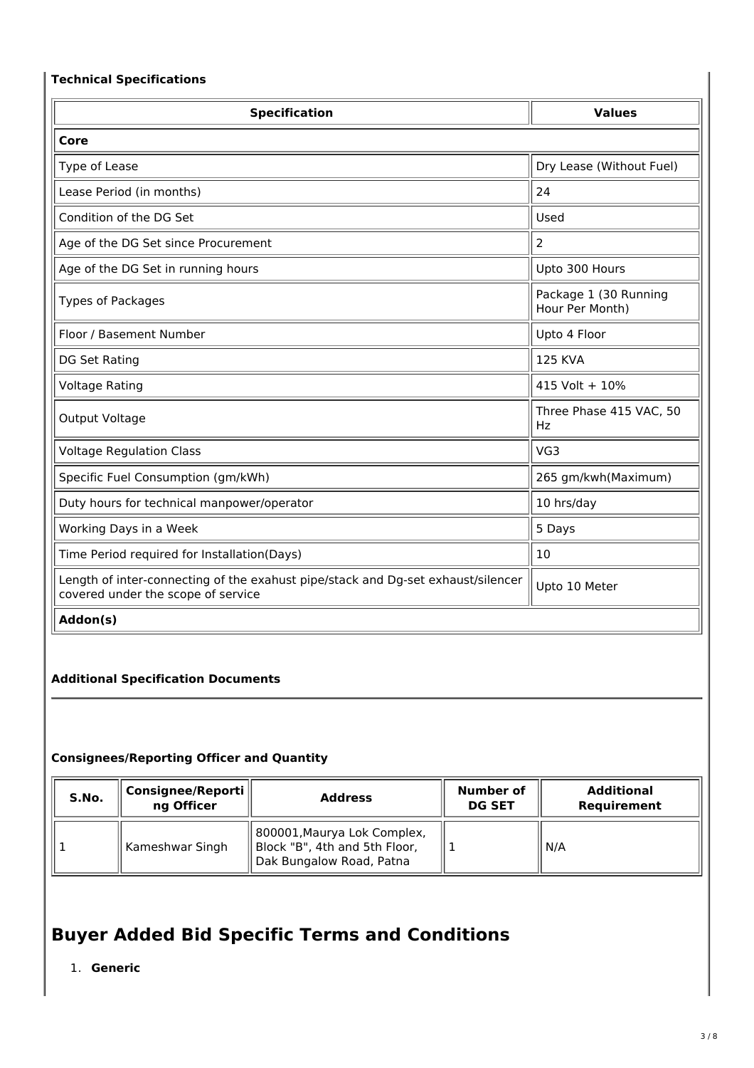### Technical Specifications

| Specification | Values |
|---|---|
| **Core** | |
| Type of Lease | Dry Lease (Without Fuel) |
| Lease Period (in months) | 24 |
| Condition of the DG Set | Used |
| Age of the DG Set since Procurement | 2 |
| Age of the DG Set in running hours | Upto 300 Hours |
| Types of Packages | Package 1 (30 Running Hour Per Month) |
| Floor / Basement Number | Upto 4 Floor |
| DG Set Rating | 125 KVA |
| Voltage Rating | 415 Volt + 10% |
| Output Voltage | Three Phase 415 VAC, 50 Hz |
| Voltage Regulation Class | VG3 |
| Specific Fuel Consumption (gm/kWh) | 265 gm/kwh(Maximum) |
| Duty hours for technical manpower/operator | 10 hrs/day |
| Working Days in a Week | 5 Days |
| Time Period required for Installation(Days) | 10 |
| Length of inter-connecting of the exahust pipe/stack and Dg-set exhaust/silencer covered under the scope of service | Upto 10 Meter |
| **Addon(s)** | |

### Additional Specification Documents

### Consignees/Reporting Officer and Quantity

| S.No. | Consignee/Reporting Officer | Address | Number of DG SET | Additional Requirement |
|---|---|---|---|---|
| 1 | Kameshwar Singh | 800001,Maurya Lok Complex, Block "B", 4th and 5th Floor, Dak Bungalow Road, Patna | 1 | N/A |

# Buyer Added Bid Specific Terms and Conditions

1. **Generic**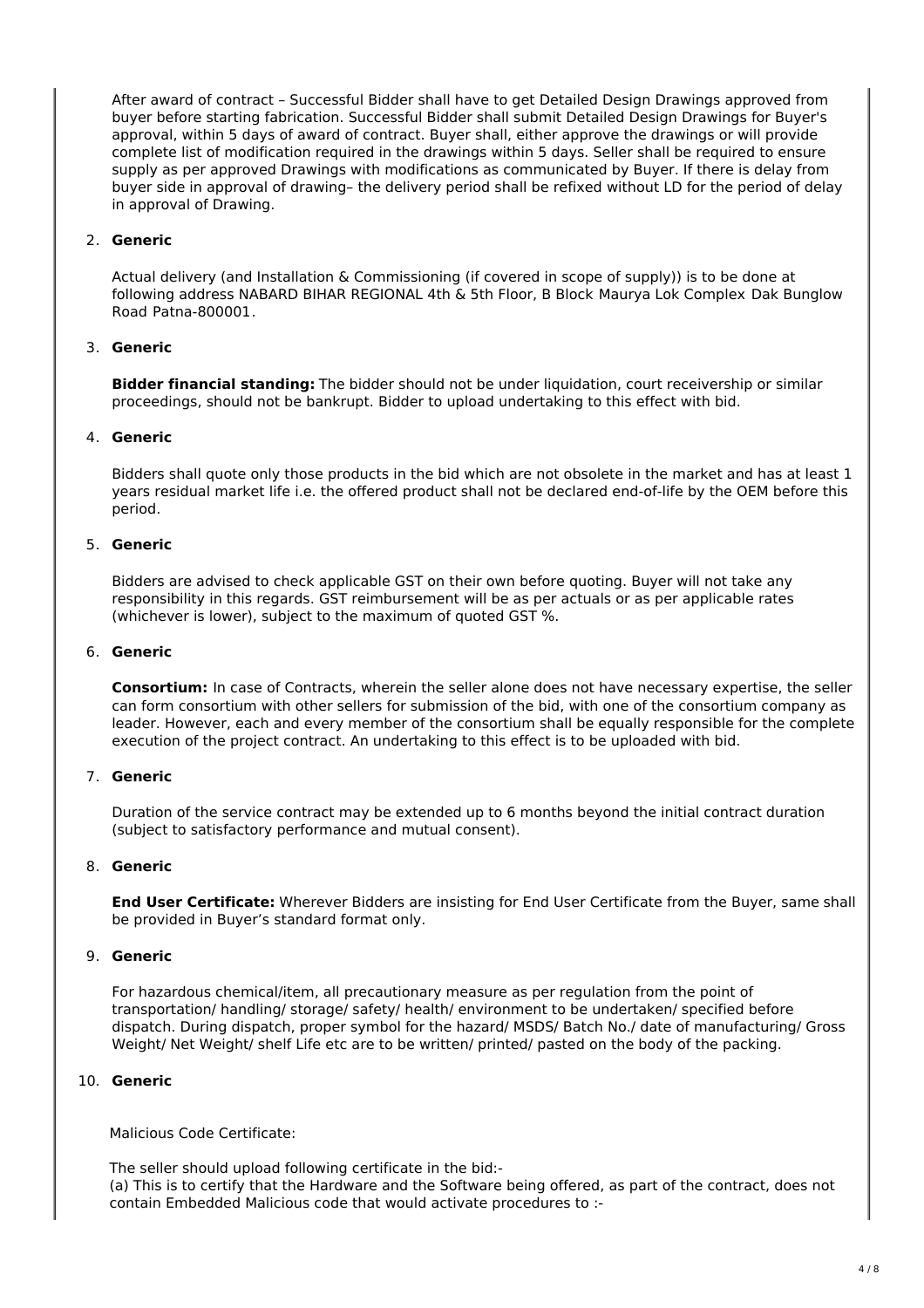After award of contract – Successful Bidder shall have to get Detailed Design Drawings approved from buyer before starting fabrication. Successful Bidder shall submit Detailed Design Drawings for Buyer's approval, within 5 days of award of contract. Buyer shall, either approve the drawings or will provide complete list of modification required in the drawings within 5 days. Seller shall be required to ensure supply as per approved Drawings with modifications as communicated by Buyer. If there is delay from buyer side in approval of drawing– the delivery period shall be refixed without LD for the period of delay in approval of Drawing.

2. **Generic**

   Actual delivery (and Installation & Commissioning (if covered in scope of supply)) is to be done at following address NABARD BIHAR REGIONAL 4th & 5th Floor, B Block Maurya Lok Complex Dak Bunglow Road Patna-800001.

3. **Generic**

   **Bidder financial standing:** The bidder should not be under liquidation, court receivership or similar proceedings, should not be bankrupt. Bidder to upload undertaking to this effect with bid.

4. **Generic**

   Bidders shall quote only those products in the bid which are not obsolete in the market and has at least 1 years residual market life i.e. the offered product shall not be declared end-of-life by the OEM before this period.

5. **Generic**

   Bidders are advised to check applicable GST on their own before quoting. Buyer will not take any responsibility in this regards. GST reimbursement will be as per actuals or as per applicable rates (whichever is lower), subject to the maximum of quoted GST %.

6. **Generic**

   **Consortium:** In case of Contracts, wherein the seller alone does not have necessary expertise, the seller can form consortium with other sellers for submission of the bid, with one of the consortium company as leader. However, each and every member of the consortium shall be equally responsible for the complete execution of the project contract. An undertaking to this effect is to be uploaded with bid.

7. **Generic**

   Duration of the service contract may be extended up to 6 months beyond the initial contract duration (subject to satisfactory performance and mutual consent).

8. **Generic**

   **End User Certificate:** Wherever Bidders are insisting for End User Certificate from the Buyer, same shall be provided in Buyer's standard format only.

9. **Generic**

   For hazardous chemical/item, all precautionary measure as per regulation from the point of transportation/ handling/ storage/ safety/ health/ environment to be undertaken/ specified before dispatch. During dispatch, proper symbol for the hazard/ MSDS/ Batch No./ date of manufacturing/ Gross Weight/ Net Weight/ shelf Life etc are to be written/ printed/ pasted on the body of the packing.

10. **Generic**

    Malicious Code Certificate:

    The seller should upload following certificate in the bid:-
    (a) This is to certify that the Hardware and the Software being offered, as part of the contract, does not contain Embedded Malicious code that would activate procedures to :-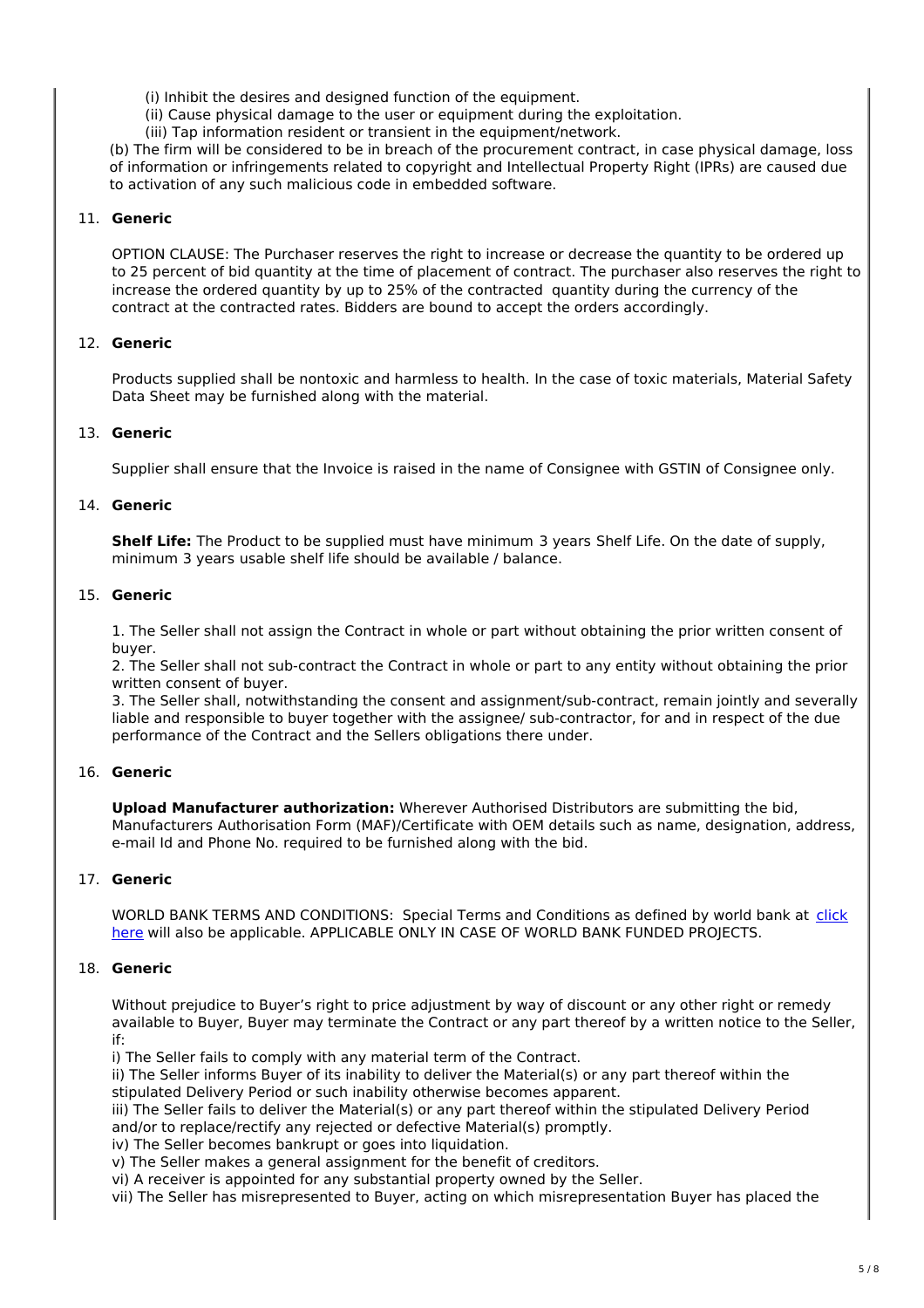(i) Inhibit the desires and designed function of the equipment.
(ii) Cause physical damage to the user or equipment during the exploitation.
(iii) Tap information resident or transient in the equipment/network.

(b) The firm will be considered to be in breach of the procurement contract, in case physical damage, loss of information or infringements related to copyright and Intellectual Property Right (IPRs) are caused due to activation of any such malicious code in embedded software.

11. **Generic**

OPTION CLAUSE: The Purchaser reserves the right to increase or decrease the quantity to be ordered up to 25 percent of bid quantity at the time of placement of contract. The purchaser also reserves the right to increase the ordered quantity by up to 25% of the contracted quantity during the currency of the contract at the contracted rates. Bidders are bound to accept the orders accordingly.

12. **Generic**

Products supplied shall be nontoxic and harmless to health. In the case of toxic materials, Material Safety Data Sheet may be furnished along with the material.

13. **Generic**

Supplier shall ensure that the Invoice is raised in the name of Consignee with GSTIN of Consignee only.

14. **Generic**

**Shelf Life:** The Product to be supplied must have minimum 3 years Shelf Life. On the date of supply, minimum 3 years usable shelf life should be available / balance.

15. **Generic**

1. The Seller shall not assign the Contract in whole or part without obtaining the prior written consent of buyer.
2. The Seller shall not sub-contract the Contract in whole or part to any entity without obtaining the prior written consent of buyer.
3. The Seller shall, notwithstanding the consent and assignment/sub-contract, remain jointly and severally liable and responsible to buyer together with the assignee/ sub-contractor, for and in respect of the due performance of the Contract and the Sellers obligations there under.

16. **Generic**

**Upload Manufacturer authorization:** Wherever Authorised Distributors are submitting the bid, Manufacturers Authorisation Form (MAF)/Certificate with OEM details such as name, designation, address, e-mail Id and Phone No. required to be furnished along with the bid.

17. **Generic**

WORLD BANK TERMS AND CONDITIONS: Special Terms and Conditions as defined by world bank at click here will also be applicable. APPLICABLE ONLY IN CASE OF WORLD BANK FUNDED PROJECTS.

18. **Generic**

Without prejudice to Buyer's right to price adjustment by way of discount or any other right or remedy available to Buyer, Buyer may terminate the Contract or any part thereof by a written notice to the Seller, if:

i) The Seller fails to comply with any material term of the Contract.
ii) The Seller informs Buyer of its inability to deliver the Material(s) or any part thereof within the stipulated Delivery Period or such inability otherwise becomes apparent.
iii) The Seller fails to deliver the Material(s) or any part thereof within the stipulated Delivery Period and/or to replace/rectify any rejected or defective Material(s) promptly.
iv) The Seller becomes bankrupt or goes into liquidation.
v) The Seller makes a general assignment for the benefit of creditors.
vi) A receiver is appointed for any substantial property owned by the Seller.
vii) The Seller has misrepresented to Buyer, acting on which misrepresentation Buyer has placed the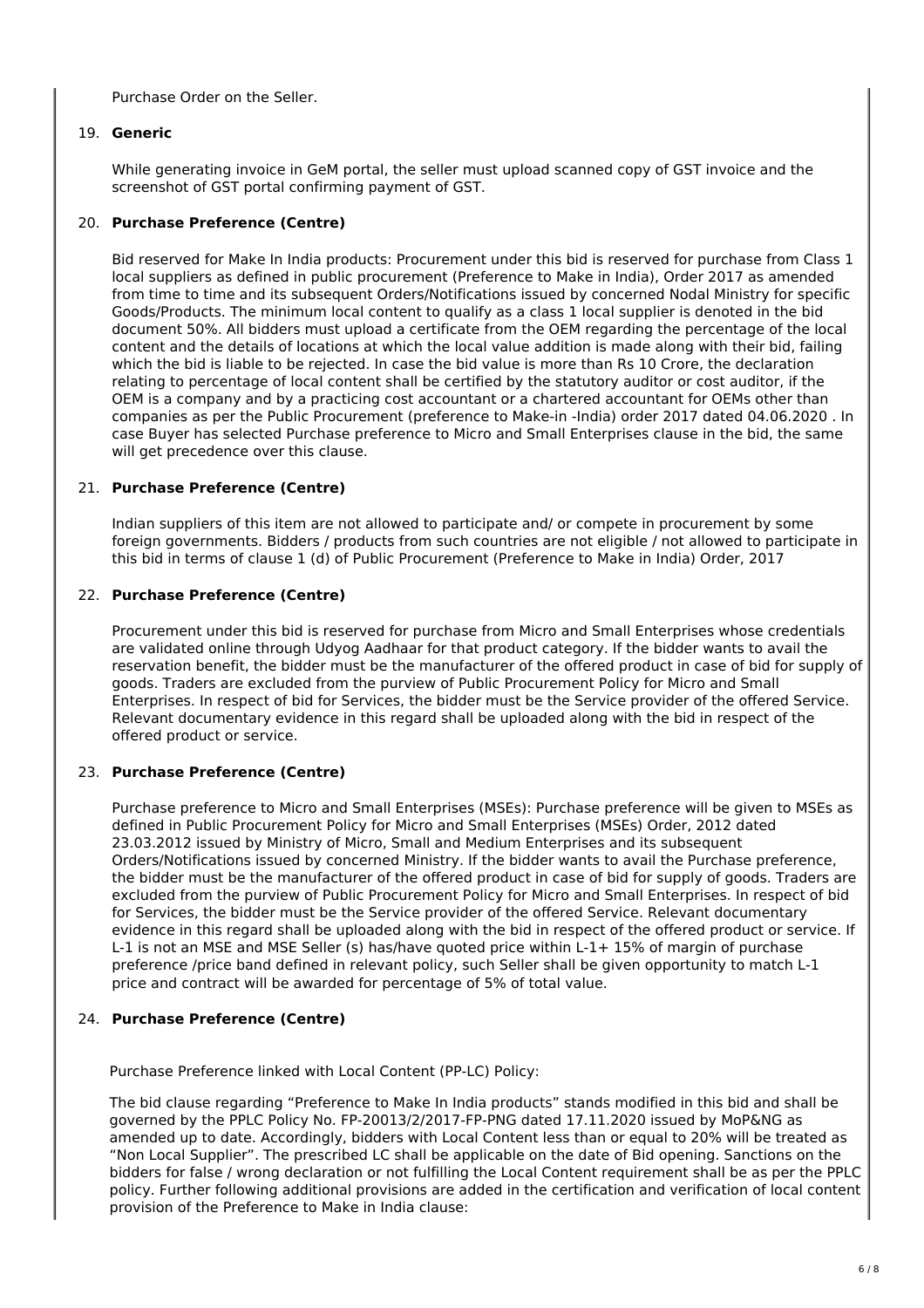Purchase Order on the Seller.

19. **Generic**

While generating invoice in GeM portal, the seller must upload scanned copy of GST invoice and the screenshot of GST portal confirming payment of GST.

20. **Purchase Preference (Centre)**

Bid reserved for Make In India products: Procurement under this bid is reserved for purchase from Class 1 local suppliers as defined in public procurement (Preference to Make in India), Order 2017 as amended from time to time and its subsequent Orders/Notifications issued by concerned Nodal Ministry for specific Goods/Products. The minimum local content to qualify as a class 1 local supplier is denoted in the bid document 50%. All bidders must upload a certificate from the OEM regarding the percentage of the local content and the details of locations at which the local value addition is made along with their bid, failing which the bid is liable to be rejected. In case the bid value is more than Rs 10 Crore, the declaration relating to percentage of local content shall be certified by the statutory auditor or cost auditor, if the OEM is a company and by a practicing cost accountant or a chartered accountant for OEMs other than companies as per the Public Procurement (preference to Make-in -India) order 2017 dated 04.06.2020 . In case Buyer has selected Purchase preference to Micro and Small Enterprises clause in the bid, the same will get precedence over this clause.

21. **Purchase Preference (Centre)**

Indian suppliers of this item are not allowed to participate and/ or compete in procurement by some foreign governments. Bidders / products from such countries are not eligible / not allowed to participate in this bid in terms of clause 1 (d) of Public Procurement (Preference to Make in India) Order, 2017

22. **Purchase Preference (Centre)**

Procurement under this bid is reserved for purchase from Micro and Small Enterprises whose credentials are validated online through Udyog Aadhaar for that product category. If the bidder wants to avail the reservation benefit, the bidder must be the manufacturer of the offered product in case of bid for supply of goods. Traders are excluded from the purview of Public Procurement Policy for Micro and Small Enterprises. In respect of bid for Services, the bidder must be the Service provider of the offered Service. Relevant documentary evidence in this regard shall be uploaded along with the bid in respect of the offered product or service.

23. **Purchase Preference (Centre)**

Purchase preference to Micro and Small Enterprises (MSEs): Purchase preference will be given to MSEs as defined in Public Procurement Policy for Micro and Small Enterprises (MSEs) Order, 2012 dated 23.03.2012 issued by Ministry of Micro, Small and Medium Enterprises and its subsequent Orders/Notifications issued by concerned Ministry. If the bidder wants to avail the Purchase preference, the bidder must be the manufacturer of the offered product in case of bid for supply of goods. Traders are excluded from the purview of Public Procurement Policy for Micro and Small Enterprises. In respect of bid for Services, the bidder must be the Service provider of the offered Service. Relevant documentary evidence in this regard shall be uploaded along with the bid in respect of the offered product or service. If L-1 is not an MSE and MSE Seller (s) has/have quoted price within L-1+ 15% of margin of purchase preference /price band defined in relevant policy, such Seller shall be given opportunity to match L-1 price and contract will be awarded for percentage of 5% of total value.

24. **Purchase Preference (Centre)**

Purchase Preference linked with Local Content (PP-LC) Policy:

The bid clause regarding “Preference to Make In India products” stands modified in this bid and shall be governed by the PPLC Policy No. FP-20013/2/2017-FP-PNG dated 17.11.2020 issued by MoP&NG as amended up to date. Accordingly, bidders with Local Content less than or equal to 20% will be treated as “Non Local Supplier”. The prescribed LC shall be applicable on the date of Bid opening. Sanctions on the bidders for false / wrong declaration or not fulfilling the Local Content requirement shall be as per the PPLC policy. Further following additional provisions are added in the certification and verification of local content provision of the Preference to Make in India clause: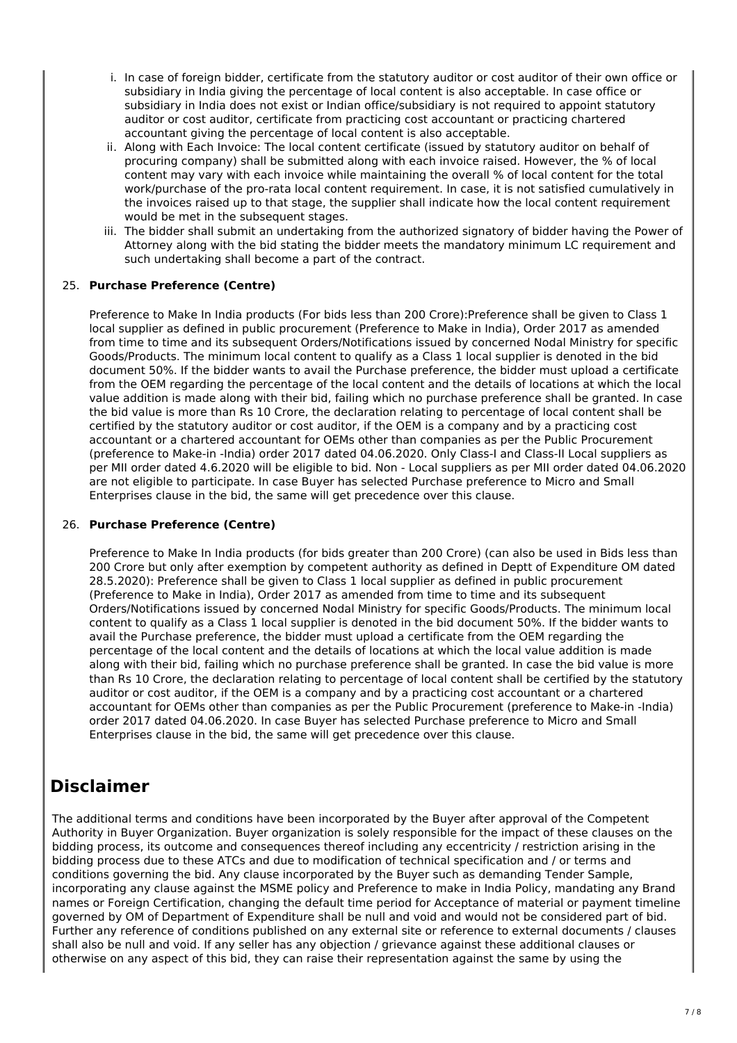i. In case of foreign bidder, certificate from the statutory auditor or cost auditor of their own office or subsidiary in India giving the percentage of local content is also acceptable. In case office or subsidiary in India does not exist or Indian office/subsidiary is not required to appoint statutory auditor or cost auditor, certificate from practicing cost accountant or practicing chartered accountant giving the percentage of local content is also acceptable.
ii. Along with Each Invoice: The local content certificate (issued by statutory auditor on behalf of procuring company) shall be submitted along with each invoice raised. However, the % of local content may vary with each invoice while maintaining the overall % of local content for the total work/purchase of the pro-rata local content requirement. In case, it is not satisfied cumulatively in the invoices raised up to that stage, the supplier shall indicate how the local content requirement would be met in the subsequent stages.
iii. The bidder shall submit an undertaking from the authorized signatory of bidder having the Power of Attorney along with the bid stating the bidder meets the mandatory minimum LC requirement and such undertaking shall become a part of the contract.

25. **Purchase Preference (Centre)**

    Preference to Make In India products (For bids less than 200 Crore):Preference shall be given to Class 1 local supplier as defined in public procurement (Preference to Make in India), Order 2017 as amended from time to time and its subsequent Orders/Notifications issued by concerned Nodal Ministry for specific Goods/Products. The minimum local content to qualify as a Class 1 local supplier is denoted in the bid document 50%. If the bidder wants to avail the Purchase preference, the bidder must upload a certificate from the OEM regarding the percentage of the local content and the details of locations at which the local value addition is made along with their bid, failing which no purchase preference shall be granted. In case the bid value is more than Rs 10 Crore, the declaration relating to percentage of local content shall be certified by the statutory auditor or cost auditor, if the OEM is a company and by a practicing cost accountant or a chartered accountant for OEMs other than companies as per the Public Procurement (preference to Make-in -India) order 2017 dated 04.06.2020. Only Class-I and Class-II Local suppliers as per MII order dated 4.6.2020 will be eligible to bid. Non - Local suppliers as per MII order dated 04.06.2020 are not eligible to participate. In case Buyer has selected Purchase preference to Micro and Small Enterprises clause in the bid, the same will get precedence over this clause.

26. **Purchase Preference (Centre)**

    Preference to Make In India products (for bids greater than 200 Crore) (can also be used in Bids less than 200 Crore but only after exemption by competent authority as defined in Deptt of Expenditure OM dated 28.5.2020): Preference shall be given to Class 1 local supplier as defined in public procurement (Preference to Make in India), Order 2017 as amended from time to time and its subsequent Orders/Notifications issued by concerned Nodal Ministry for specific Goods/Products. The minimum local content to qualify as a Class 1 local supplier is denoted in the bid document 50%. If the bidder wants to avail the Purchase preference, the bidder must upload a certificate from the OEM regarding the percentage of the local content and the details of locations at which the local value addition is made along with their bid, failing which no purchase preference shall be granted. In case the bid value is more than Rs 10 Crore, the declaration relating to percentage of local content shall be certified by the statutory auditor or cost auditor, if the OEM is a company and by a practicing cost accountant or a chartered accountant for OEMs other than companies as per the Public Procurement (preference to Make-in -India) order 2017 dated 04.06.2020. In case Buyer has selected Purchase preference to Micro and Small Enterprises clause in the bid, the same will get precedence over this clause.

# Disclaimer

The additional terms and conditions have been incorporated by the Buyer after approval of the Competent Authority in Buyer Organization. Buyer organization is solely responsible for the impact of these clauses on the bidding process, its outcome and consequences thereof including any eccentricity / restriction arising in the bidding process due to these ATCs and due to modification of technical specification and / or terms and conditions governing the bid. Any clause incorporated by the Buyer such as demanding Tender Sample, incorporating any clause against the MSME policy and Preference to make in India Policy, mandating any Brand names or Foreign Certification, changing the default time period for Acceptance of material or payment timeline governed by OM of Department of Expenditure shall be null and void and would not be considered part of bid. Further any reference of conditions published on any external site or reference to external documents / clauses shall also be null and void. If any seller has any objection / grievance against these additional clauses or otherwise on any aspect of this bid, they can raise their representation against the same by using the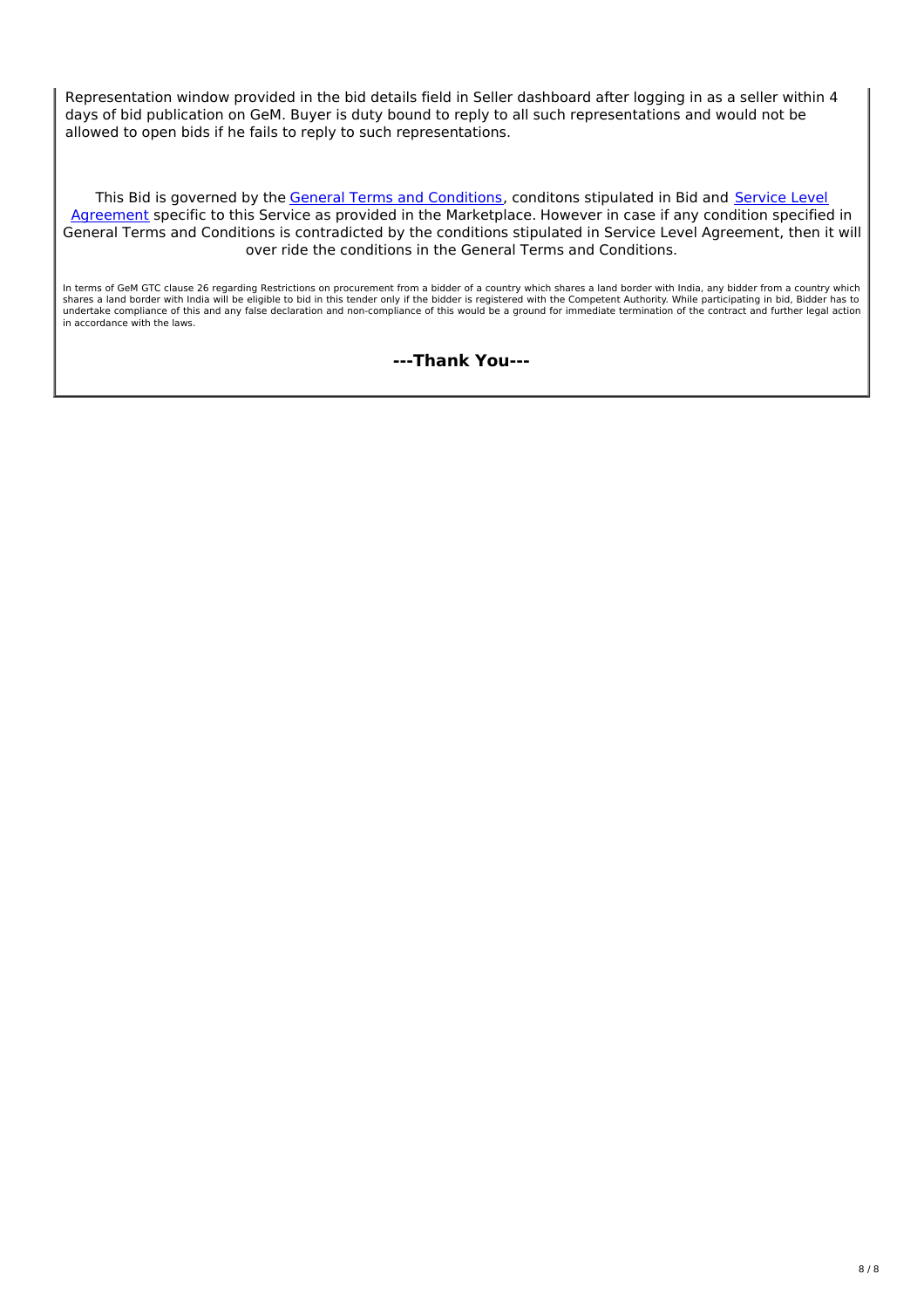Representation window provided in the bid details field in Seller dashboard after logging in as a seller within 4 days of bid publication on GeM. Buyer is duty bound to reply to all such representations and would not be allowed to open bids if he fails to reply to such representations.

This Bid is governed by the General Terms and Conditions, conditons stipulated in Bid and Service Level Agreement specific to this Service as provided in the Marketplace. However in case if any condition specified in General Terms and Conditions is contradicted by the conditions stipulated in Service Level Agreement, then it will over ride the conditions in the General Terms and Conditions.

In terms of GeM GTC clause 26 regarding Restrictions on procurement from a bidder of a country which shares a land border with India, any bidder from a country which shares a land border with India will be eligible to bid in this tender only if the bidder is registered with the Competent Authority. While participating in bid, Bidder has to undertake compliance of this and any false declaration and non-compliance of this would be a ground for immediate termination of the contract and further legal action in accordance with the laws.

**---Thank You---**